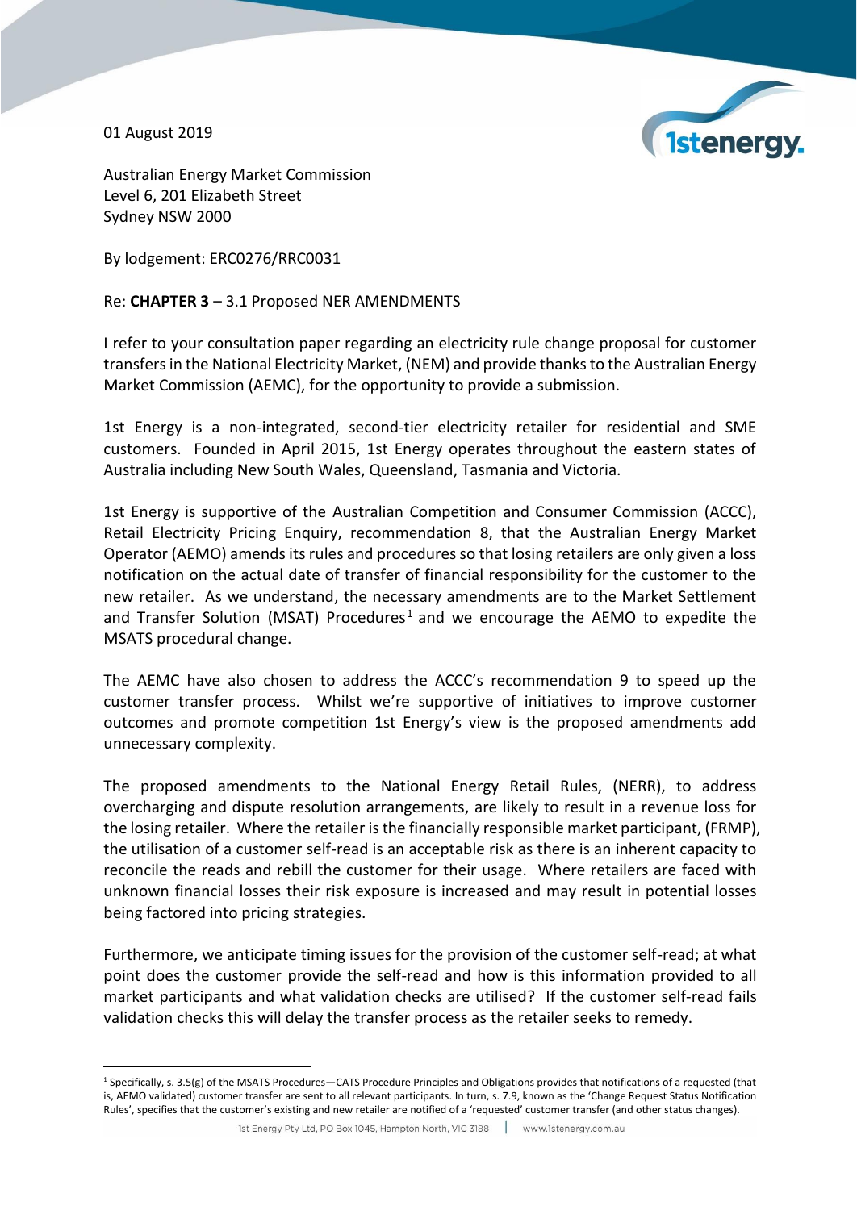01 August 2019

Australian Energy Market Commission
Level 6, 201 Elizabeth Street
Sydney NSW 2000

By lodgement: ERC0276/RRC0031

Re: **CHAPTER 3** – 3.1 Proposed NER AMENDMENTS

I refer to your consultation paper regarding an electricity rule change proposal for customer transfers in the National Electricity Market, (NEM) and provide thanks to the Australian Energy Market Commission (AEMC), for the opportunity to provide a submission.

1st Energy is a non-integrated, second-tier electricity retailer for residential and SME customers. Founded in April 2015, 1st Energy operates throughout the eastern states of Australia including New South Wales, Queensland, Tasmania and Victoria.

1st Energy is supportive of the Australian Competition and Consumer Commission (ACCC), Retail Electricity Pricing Enquiry, recommendation 8, that the Australian Energy Market Operator (AEMO) amends its rules and procedures so that losing retailers are only given a loss notification on the actual date of transfer of financial responsibility for the customer to the new retailer. As we understand, the necessary amendments are to the Market Settlement and Transfer Solution (MSAT) Procedures[1] and we encourage the AEMO to expedite the MSATS procedural change.

The AEMC have also chosen to address the ACCC's recommendation 9 to speed up the customer transfer process. Whilst we're supportive of initiatives to improve customer outcomes and promote competition 1st Energy's view is the proposed amendments add unnecessary complexity.

The proposed amendments to the National Energy Retail Rules, (NERR), to address overcharging and dispute resolution arrangements, are likely to result in a revenue loss for the losing retailer. Where the retailer is the financially responsible market participant, (FRMP), the utilisation of a customer self-read is an acceptable risk as there is an inherent capacity to reconcile the reads and rebill the customer for their usage. Where retailers are faced with unknown financial losses their risk exposure is increased and may result in potential losses being factored into pricing strategies.

Furthermore, we anticipate timing issues for the provision of the customer self-read; at what point does the customer provide the self-read and how is this information provided to all market participants and what validation checks are utilised? If the customer self-read fails validation checks this will delay the transfer process as the retailer seeks to remedy.

[1] Specifically, s. 3.5(g) of the MSATS Procedures—CATS Procedure Principles and Obligations provides that notifications of a requested (that is, AEMO validated) customer transfer are sent to all relevant participants. In turn, s. 7.9, known as the 'Change Request Status Notification Rules', specifies that the customer's existing and new retailer are notified of a 'requested' customer transfer (and other status changes).

1st Energy Pty Ltd, PO Box 1045, Hampton North, VIC 3188 | www.1stenergy.com.au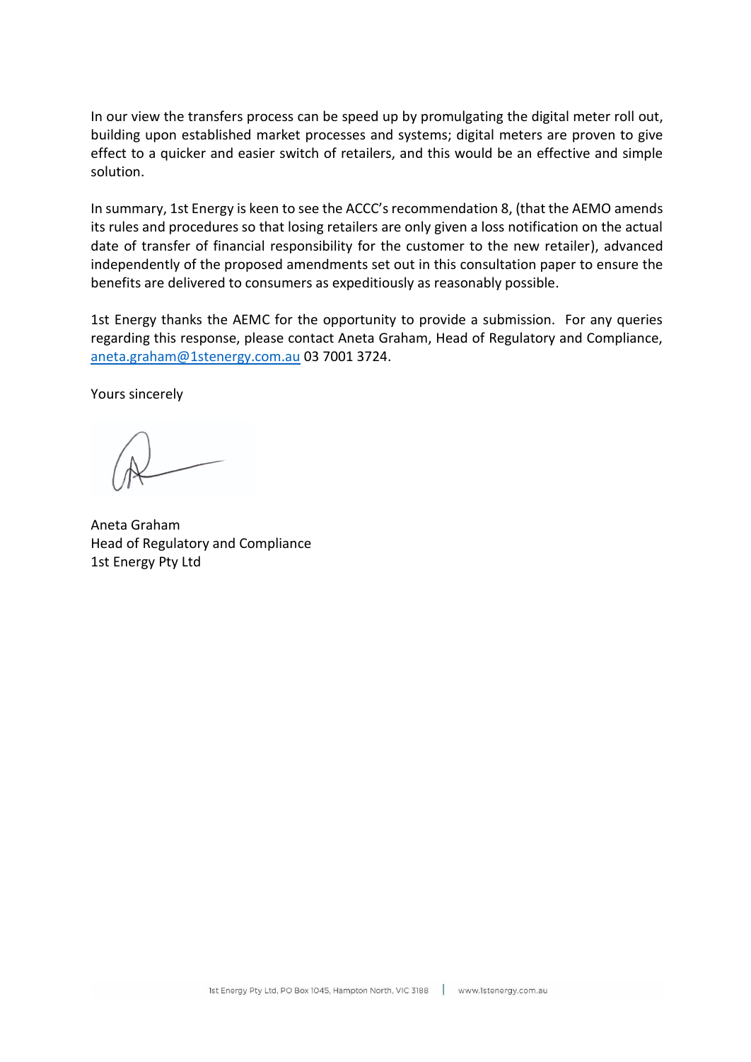In our view the transfers process can be speed up by promulgating the digital meter roll out, building upon established market processes and systems; digital meters are proven to give effect to a quicker and easier switch of retailers, and this would be an effective and simple solution.

In summary, 1st Energy is keen to see the ACCC's recommendation 8, (that the AEMO amends its rules and procedures so that losing retailers are only given a loss notification on the actual date of transfer of financial responsibility for the customer to the new retailer), advanced independently of the proposed amendments set out in this consultation paper to ensure the benefits are delivered to consumers as expeditiously as reasonably possible.

1st Energy thanks the AEMC for the opportunity to provide a submission. For any queries regarding this response, please contact Aneta Graham, Head of Regulatory and Compliance, aneta.graham@1stenergy.com.au 03 7001 3724.

Yours sincerely

Aneta Graham
Head of Regulatory and Compliance
1st Energy Pty Ltd